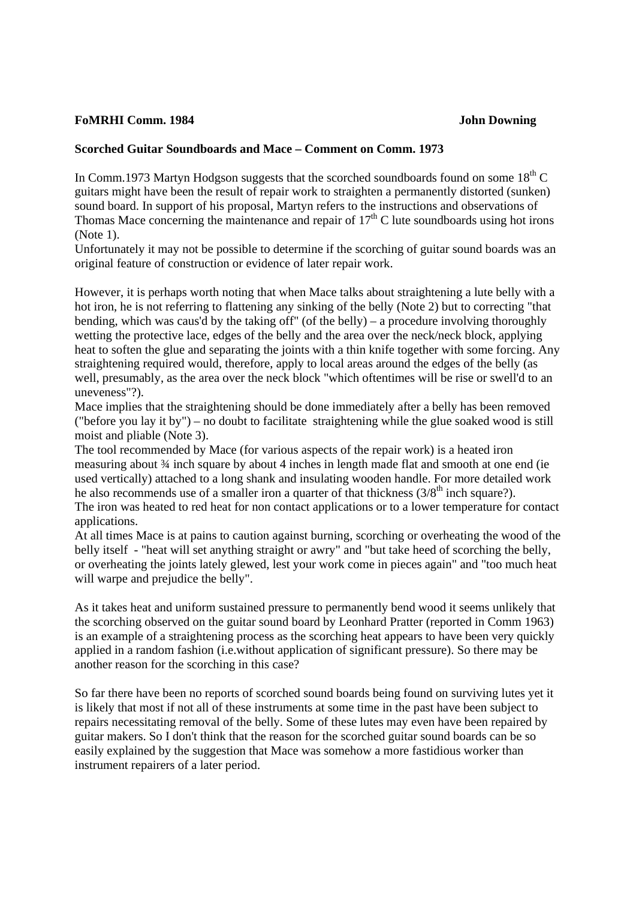**FoMRHI Comm. 1984** **John Downing**

**Scorched Guitar Soundboards and Mace – Comment on Comm. 1973**

In Comm.1973 Martyn Hodgson suggests that the scorched soundboards found on some 18th C guitars might have been the result of repair work to straighten a permanently distorted (sunken) sound board. In support of his proposal, Martyn refers to the instructions and observations of Thomas Mace concerning the maintenance and repair of 17th C lute soundboards using hot irons (Note 1).

Unfortunately it may not be possible to determine if the scorching of guitar sound boards was an original feature of construction or evidence of later repair work.

However, it is perhaps worth noting that when Mace talks about straightening a lute belly with a hot iron, he is not referring to flattening any sinking of the belly (Note 2) but to correcting "that bending, which was caus'd by the taking off" (of the belly) – a procedure involving thoroughly wetting the protective lace, edges of the belly and the area over the neck/neck block, applying heat to soften the glue and separating the joints with a thin knife together with some forcing. Any straightening required would, therefore, apply to local areas around the edges of the belly (as well, presumably, as the area over the neck block "which oftentimes will be rise or swell'd to an uneveness"?).

Mace implies that the straightening should be done immediately after a belly has been removed ("before you lay it by") – no doubt to facilitate straightening while the glue soaked wood is still moist and pliable (Note 3).

The tool recommended by Mace (for various aspects of the repair work) is a heated iron measuring about ¾ inch square by about 4 inches in length made flat and smooth at one end (ie used vertically) attached to a long shank and insulating wooden handle. For more detailed work he also recommends use of a smaller iron a quarter of that thickness (3/8th inch square?).

The iron was heated to red heat for non contact applications or to a lower temperature for contact applications.

At all times Mace is at pains to caution against burning, scorching or overheating the wood of the belly itself - "heat will set anything straight or awry" and "but take heed of scorching the belly, or overheating the joints lately glewed, lest your work come in pieces again" and "too much heat will warpe and prejudice the belly".

As it takes heat and uniform sustained pressure to permanently bend wood it seems unlikely that the scorching observed on the guitar sound board by Leonhard Pratter (reported in Comm 1963) is an example of a straightening process as the scorching heat appears to have been very quickly applied in a random fashion (i.e.without application of significant pressure). So there may be another reason for the scorching in this case?

So far there have been no reports of scorched sound boards being found on surviving lutes yet it is likely that most if not all of these instruments at some time in the past have been subject to repairs necessitating removal of the belly. Some of these lutes may even have been repaired by guitar makers. So I don't think that the reason for the scorched guitar sound boards can be so easily explained by the suggestion that Mace was somehow a more fastidious worker than instrument repairers of a later period.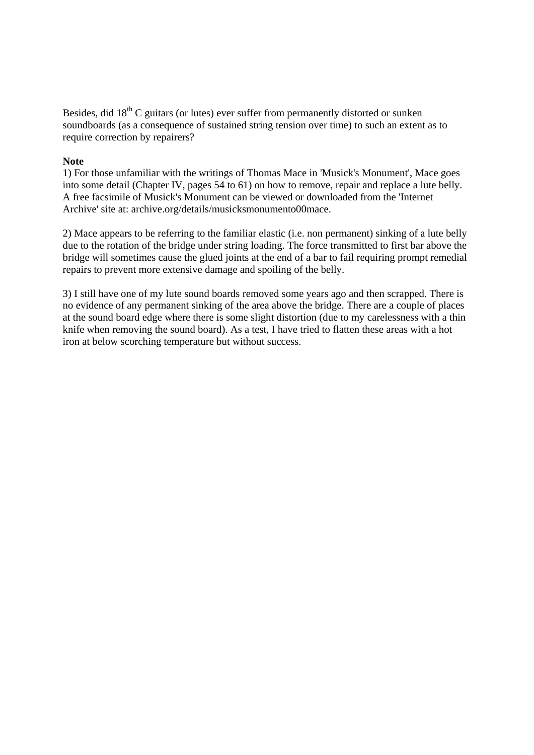Besides, did 18th C guitars (or lutes) ever suffer from permanently distorted or sunken soundboards (as a consequence of sustained string tension over time) to such an extent as to require correction by repairers?

**Note**

1) For those unfamiliar with the writings of Thomas Mace in 'Musick's Monument', Mace goes into some detail (Chapter IV, pages 54 to 61) on how to remove, repair and replace a lute belly. A free facsimile of Musick's Monument can be viewed or downloaded from the 'Internet Archive' site at: archive.org/details/musicksmonumento00mace.

2) Mace appears to be referring to the familiar elastic (i.e. non permanent) sinking of a lute belly due to the rotation of the bridge under string loading. The force transmitted to first bar above the bridge will sometimes cause the glued joints at the end of a bar to fail requiring prompt remedial repairs to prevent more extensive damage and spoiling of the belly.

3) I still have one of my lute sound boards removed some years ago and then scrapped. There is no evidence of any permanent sinking of the area above the bridge. There are a couple of places at the sound board edge where there is some slight distortion (due to my carelessness with a thin knife when removing the sound board). As a test, I have tried to flatten these areas with a hot iron at below scorching temperature but without success.